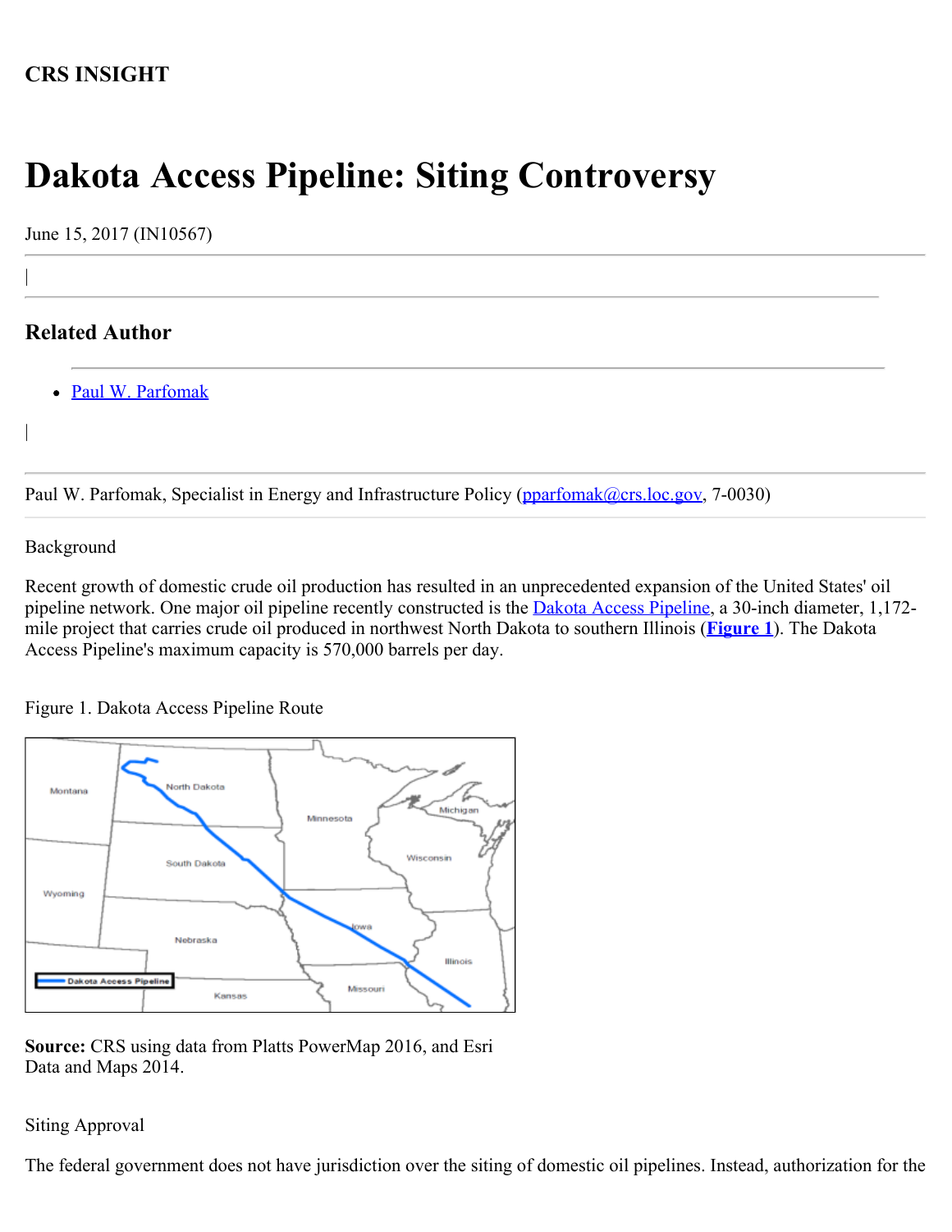**CRS INSIGHT**

# Dakota Access Pipeline: Siting Controversy

June 15, 2017 (IN10567)

## Related Author

- Paul W. Parfomak

Paul W. Parfomak, Specialist in Energy and Infrastructure Policy (pparfomak@crs.loc.gov, 7-0030)

Background

Recent growth of domestic crude oil production has resulted in an unprecedented expansion of the United States' oil pipeline network. One major oil pipeline recently constructed is the Dakota Access Pipeline, a 30-inch diameter, 1,172-mile project that carries crude oil produced in northwest North Dakota to southern Illinois (**Figure 1**). The Dakota Access Pipeline's maximum capacity is 570,000 barrels per day.

Figure 1. Dakota Access Pipeline Route

**Source:** CRS using data from Platts PowerMap 2016, and Esri Data and Maps 2014.

Siting Approval

The federal government does not have jurisdiction over the siting of domestic oil pipelines. Instead, authorization for the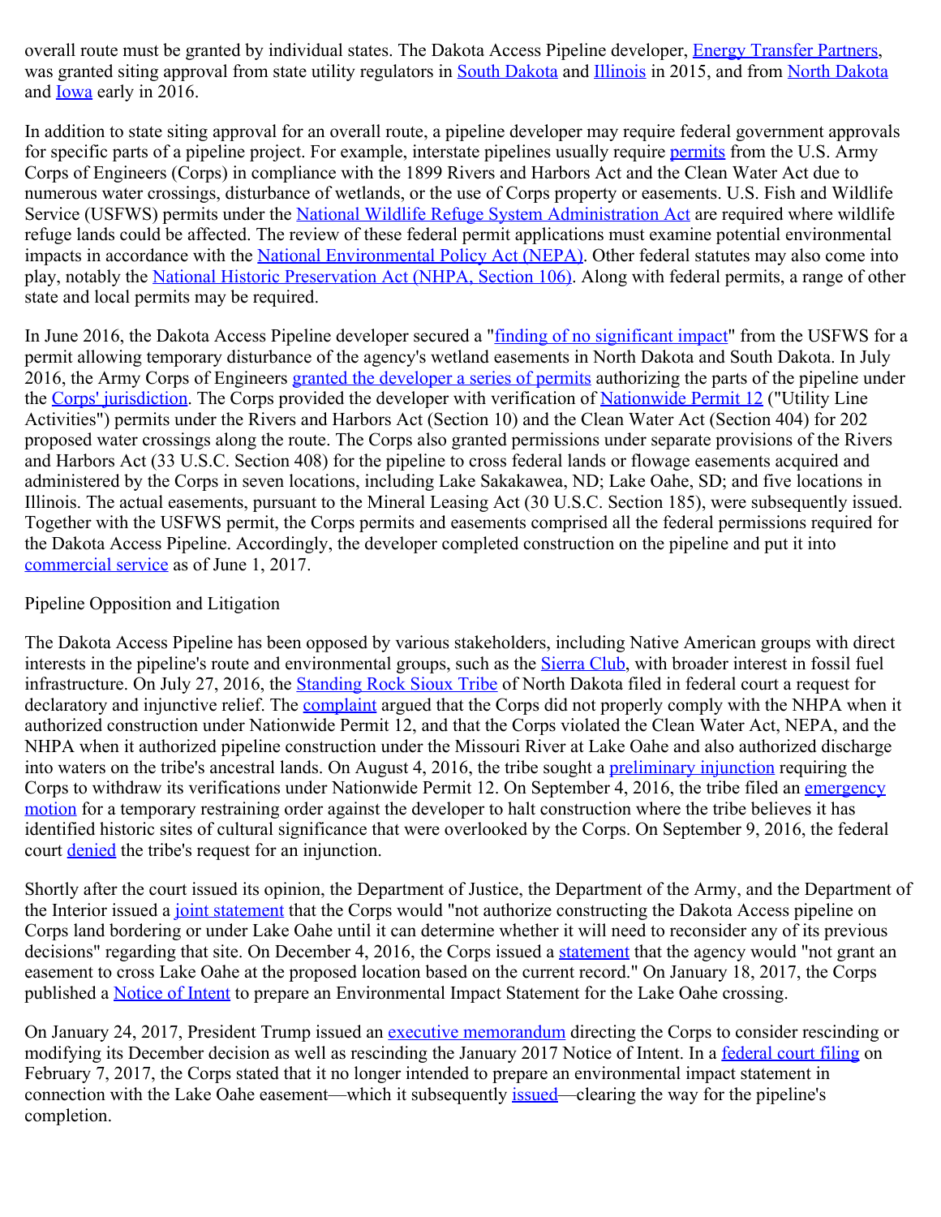overall route must be granted by individual states. The Dakota Access Pipeline developer, Energy Transfer Partners, was granted siting approval from state utility regulators in South Dakota and Illinois in 2015, and from North Dakota and Iowa early in 2016.

In addition to state siting approval for an overall route, a pipeline developer may require federal government approvals for specific parts of a pipeline project. For example, interstate pipelines usually require permits from the U.S. Army Corps of Engineers (Corps) in compliance with the 1899 Rivers and Harbors Act and the Clean Water Act due to numerous water crossings, disturbance of wetlands, or the use of Corps property or easements. U.S. Fish and Wildlife Service (USFWS) permits under the National Wildlife Refuge System Administration Act are required where wildlife refuge lands could be affected. The review of these federal permit applications must examine potential environmental impacts in accordance with the National Environmental Policy Act (NEPA). Other federal statutes may also come into play, notably the National Historic Preservation Act (NHPA, Section 106). Along with federal permits, a range of other state and local permits may be required.

In June 2016, the Dakota Access Pipeline developer secured a "finding of no significant impact" from the USFWS for a permit allowing temporary disturbance of the agency's wetland easements in North Dakota and South Dakota. In July 2016, the Army Corps of Engineers granted the developer a series of permits authorizing the parts of the pipeline under the Corps' jurisdiction. The Corps provided the developer with verification of Nationwide Permit 12 ("Utility Line Activities") permits under the Rivers and Harbors Act (Section 10) and the Clean Water Act (Section 404) for 202 proposed water crossings along the route. The Corps also granted permissions under separate provisions of the Rivers and Harbors Act (33 U.S.C. Section 408) for the pipeline to cross federal lands or flowage easements acquired and administered by the Corps in seven locations, including Lake Sakakawea, ND; Lake Oahe, SD; and five locations in Illinois. The actual easements, pursuant to the Mineral Leasing Act (30 U.S.C. Section 185), were subsequently issued. Together with the USFWS permit, the Corps permits and easements comprised all the federal permissions required for the Dakota Access Pipeline. Accordingly, the developer completed construction on the pipeline and put it into commercial service as of June 1, 2017.

## Pipeline Opposition and Litigation

The Dakota Access Pipeline has been opposed by various stakeholders, including Native American groups with direct interests in the pipeline's route and environmental groups, such as the Sierra Club, with broader interest in fossil fuel infrastructure. On July 27, 2016, the Standing Rock Sioux Tribe of North Dakota filed in federal court a request for declaratory and injunctive relief. The complaint argued that the Corps did not properly comply with the NHPA when it authorized construction under Nationwide Permit 12, and that the Corps violated the Clean Water Act, NEPA, and the NHPA when it authorized pipeline construction under the Missouri River at Lake Oahe and also authorized discharge into waters on the tribe's ancestral lands. On August 4, 2016, the tribe sought a preliminary injunction requiring the Corps to withdraw its verifications under Nationwide Permit 12. On September 4, 2016, the tribe filed an emergency motion for a temporary restraining order against the developer to halt construction where the tribe believes it has identified historic sites of cultural significance that were overlooked by the Corps. On September 9, 2016, the federal court denied the tribe's request for an injunction.

Shortly after the court issued its opinion, the Department of Justice, the Department of the Army, and the Department of the Interior issued a joint statement that the Corps would "not authorize constructing the Dakota Access pipeline on Corps land bordering or under Lake Oahe until it can determine whether it will need to reconsider any of its previous decisions" regarding that site. On December 4, 2016, the Corps issued a statement that the agency would "not grant an easement to cross Lake Oahe at the proposed location based on the current record." On January 18, 2017, the Corps published a Notice of Intent to prepare an Environmental Impact Statement for the Lake Oahe crossing.

On January 24, 2017, President Trump issued an executive memorandum directing the Corps to consider rescinding or modifying its December decision as well as rescinding the January 2017 Notice of Intent. In a federal court filing on February 7, 2017, the Corps stated that it no longer intended to prepare an environmental impact statement in connection with the Lake Oahe easement—which it subsequently issued—clearing the way for the pipeline's completion.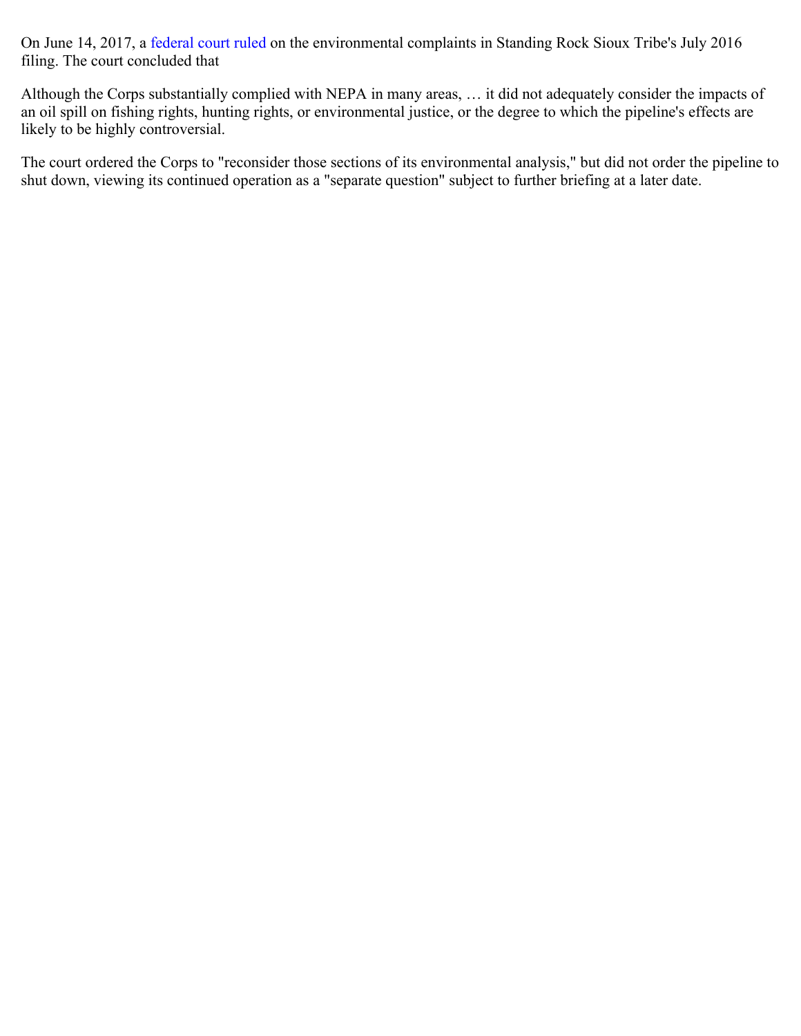On June 14, 2017, a federal court ruled on the environmental complaints in Standing Rock Sioux Tribe's July 2016 filing. The court concluded that

> Although the Corps substantially complied with NEPA in many areas, … it did not adequately consider the impacts of an oil spill on fishing rights, hunting rights, or environmental justice, or the degree to which the pipeline's effects are likely to be highly controversial.

The court ordered the Corps to "reconsider those sections of its environmental analysis," but did not order the pipeline to shut down, viewing its continued operation as a "separate question" subject to further briefing at a later date.